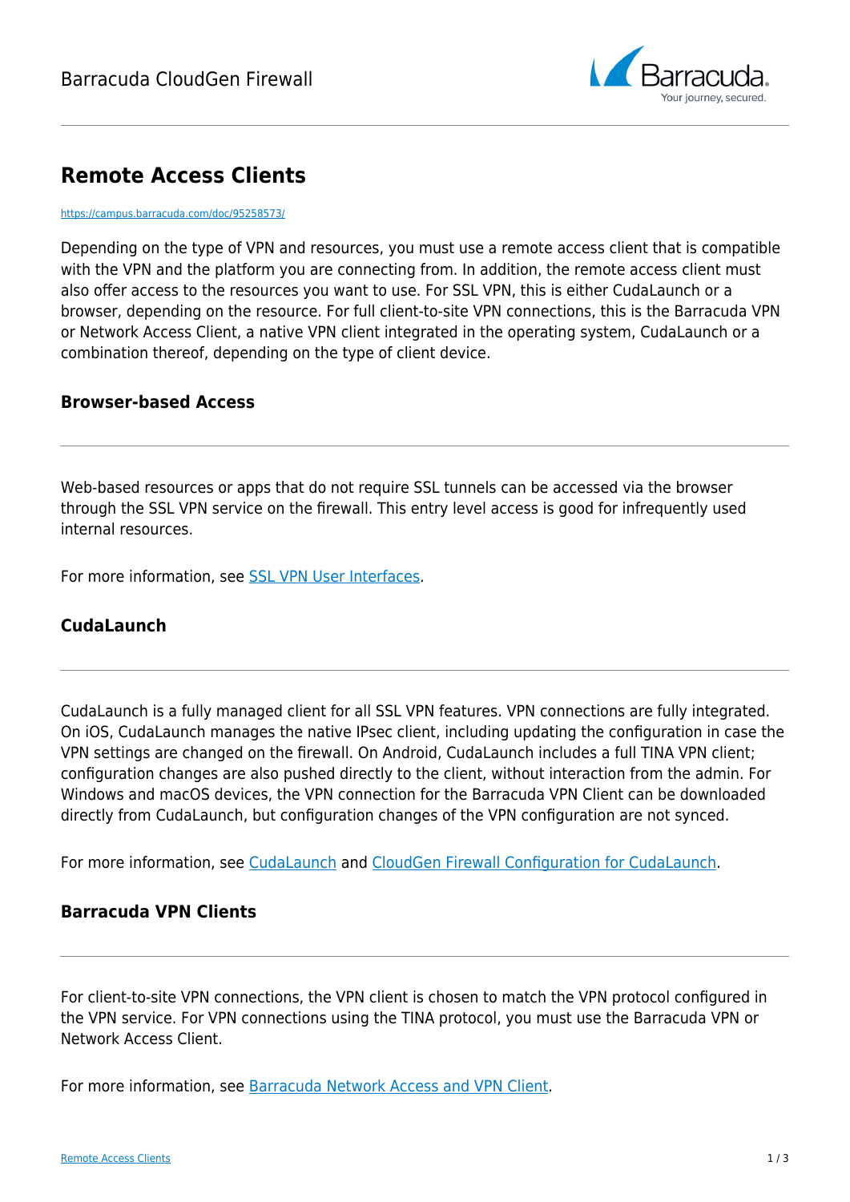# Remote Access Clients

https://campus.barracuda.com/doc/95258573/

Depending on the type of VPN and resources, you must use a remote access client that is compatible with the VPN and the platform you are connecting from. In addition, the remote access client must also offer access to the resources you want to use. For SSL VPN, this is either CudaLaunch or a browser, depending on the resource. For full client-to-site VPN connections, this is the Barracuda VPN or Network Access Client, a native VPN client integrated in the operating system, CudaLaunch or a combination thereof, depending on the type of client device.

### Browser-based Access

Web-based resources or apps that do not require SSL tunnels can be accessed via the browser through the SSL VPN service on the firewall. This entry level access is good for infrequently used internal resources.

For more information, see SSL VPN User Interfaces.

### CudaLaunch

CudaLaunch is a fully managed client for all SSL VPN features. VPN connections are fully integrated. On iOS, CudaLaunch manages the native IPsec client, including updating the configuration in case the VPN settings are changed on the firewall. On Android, CudaLaunch includes a full TINA VPN client; configuration changes are also pushed directly to the client, without interaction from the admin. For Windows and macOS devices, the VPN connection for the Barracuda VPN Client can be downloaded directly from CudaLaunch, but configuration changes of the VPN configuration are not synced.

For more information, see CudaLaunch and CloudGen Firewall Configuration for CudaLaunch.

### Barracuda VPN Clients

For client-to-site VPN connections, the VPN client is chosen to match the VPN protocol configured in the VPN service. For VPN connections using the TINA protocol, you must use the Barracuda VPN or Network Access Client.

For more information, see Barracuda Network Access and VPN Client.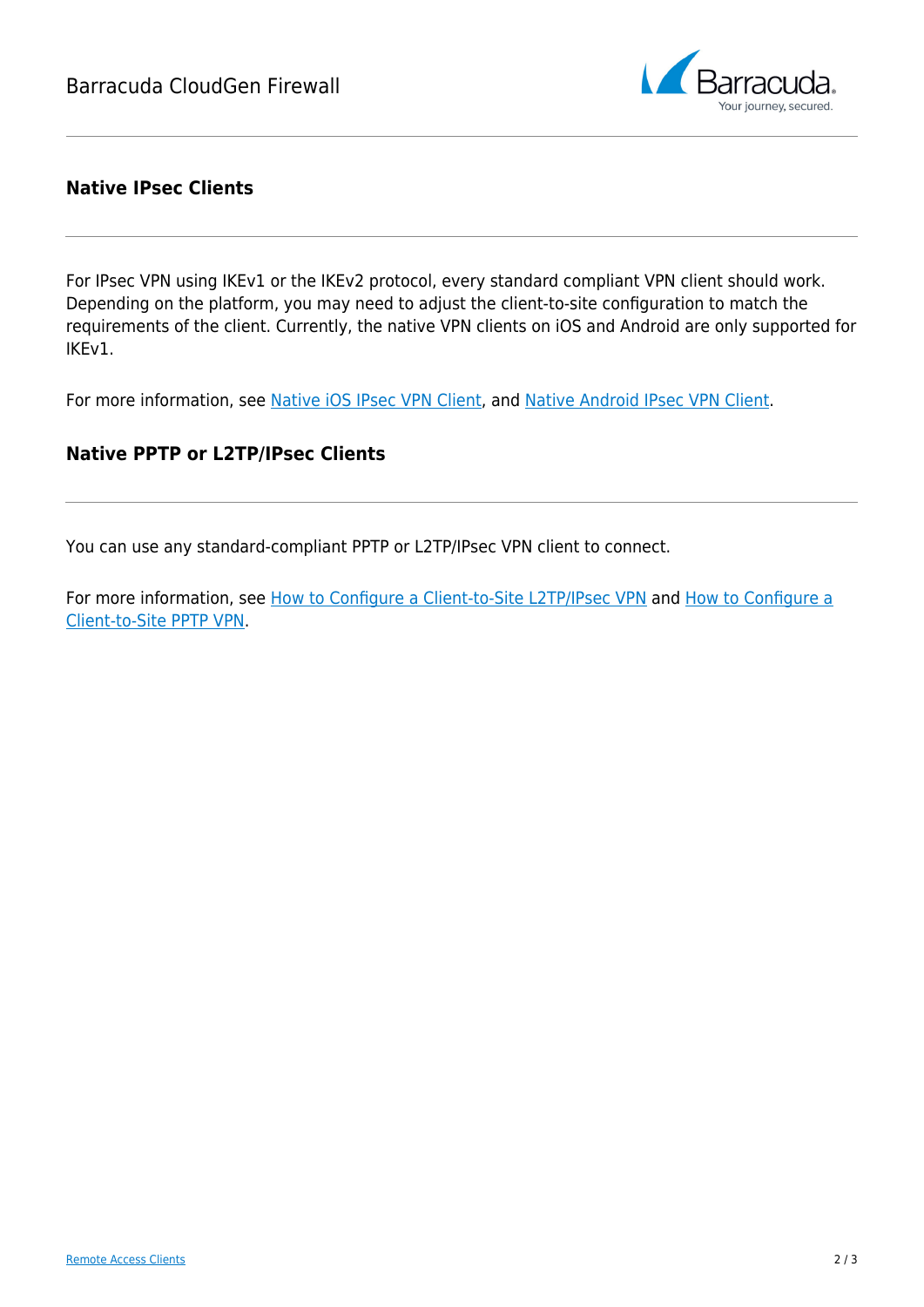## Native IPsec Clients

For IPsec VPN using IKEv1 or the IKEv2 protocol, every standard compliant VPN client should work. Depending on the platform, you may need to adjust the client-to-site configuration to match the requirements of the client. Currently, the native VPN clients on iOS and Android are only supported for IKEv1.

For more information, see Native iOS IPsec VPN Client, and Native Android IPsec VPN Client.

## Native PPTP or L2TP/IPsec Clients

You can use any standard-compliant PPTP or L2TP/IPsec VPN client to connect.

For more information, see How to Configure a Client-to-Site L2TP/IPsec VPN and How to Configure a Client-to-Site PPTP VPN.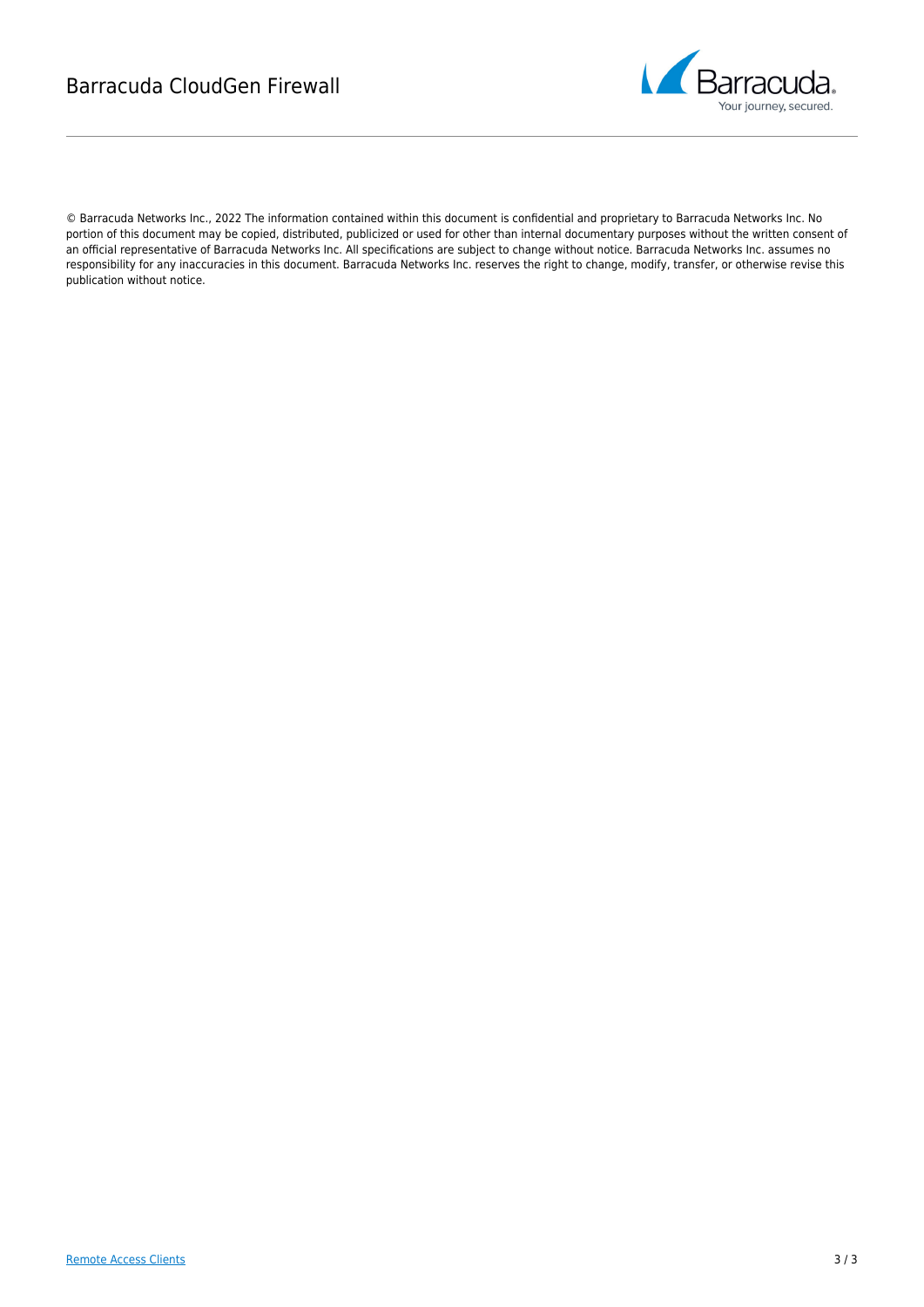© Barracuda Networks Inc., 2022 The information contained within this document is confidential and proprietary to Barracuda Networks Inc. No portion of this document may be copied, distributed, publicized or used for other than internal documentary purposes without the written consent of an official representative of Barracuda Networks Inc. All specifications are subject to change without notice. Barracuda Networks Inc. assumes no responsibility for any inaccuracies in this document. Barracuda Networks Inc. reserves the right to change, modify, transfer, or otherwise revise this publication without notice.